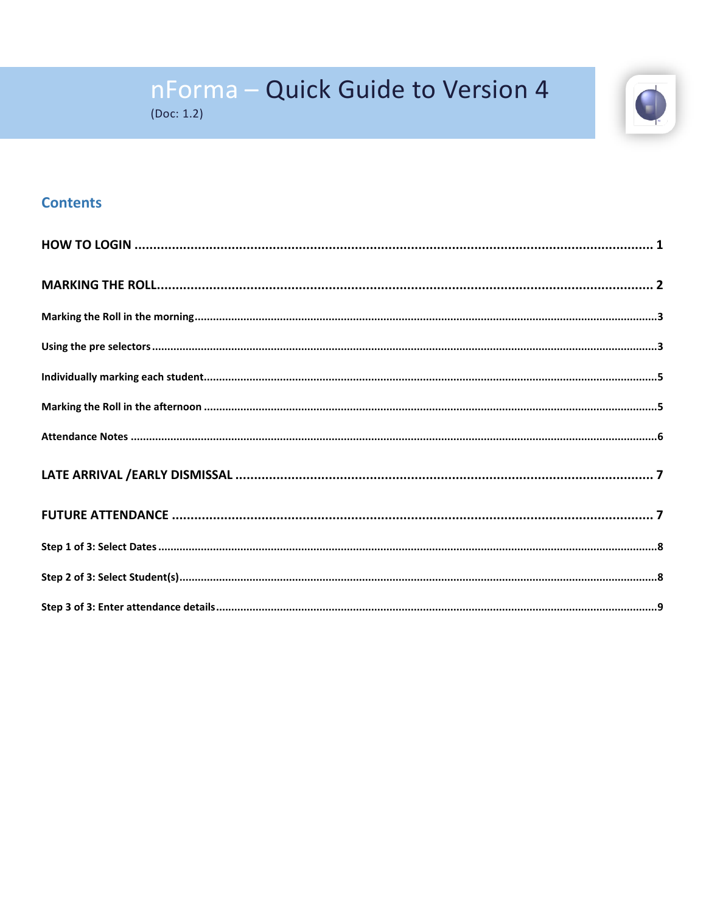# nForma – Quick Guide to Version 4

(Doc: 1.2)

## Contents

**HOW TO LOGIN** .......... 1

**MARKING THE ROLL** .......... 2

- **Marking the Roll in the morning** .......... 3
- **Using the pre selectors** .......... 3
- **Individually marking each student** .......... 5
- **Marking the Roll in the afternoon** .......... 5
- **Attendance Notes** .......... 6

**LATE ARRIVAL /EARLY DISMISSAL** .......... 7

**FUTURE ATTENDANCE** .......... 7

- **Step 1 of 3: Select Dates** .......... 8
- **Step 2 of 3: Select Student(s)** .......... 8
- **Step 3 of 3: Enter attendance details** .......... 9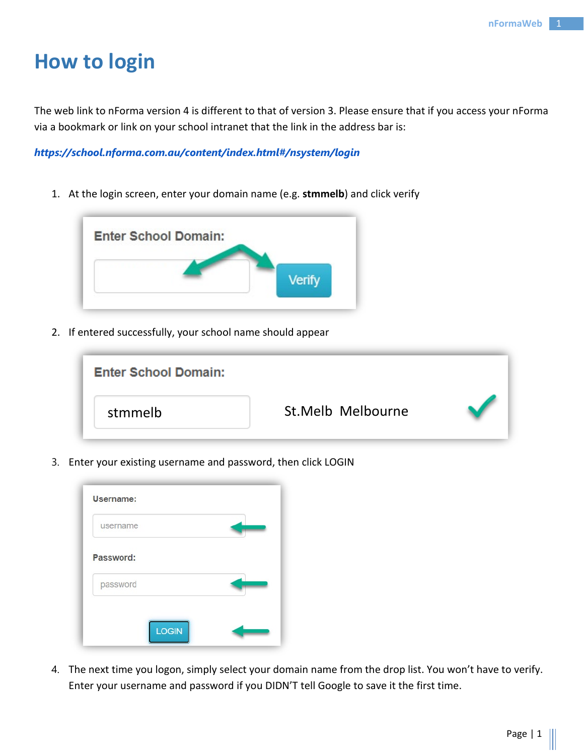# How to login

The web link to nForma version 4 is different to that of version 3. Please ensure that if you access your nForma via a bookmark or link on your school intranet that the link in the address bar is:

***https://school.nforma.com.au/content/index.html#/nsystem/login***

1. At the login screen, enter your domain name (e.g. **stmmelb**) and click verify

2. If entered successfully, your school name should appear

3. Enter your existing username and password, then click LOGIN

4. The next time you logon, simply select your domain name from the drop list. You won't have to verify. Enter your username and password if you DIDN'T tell Google to save it the first time.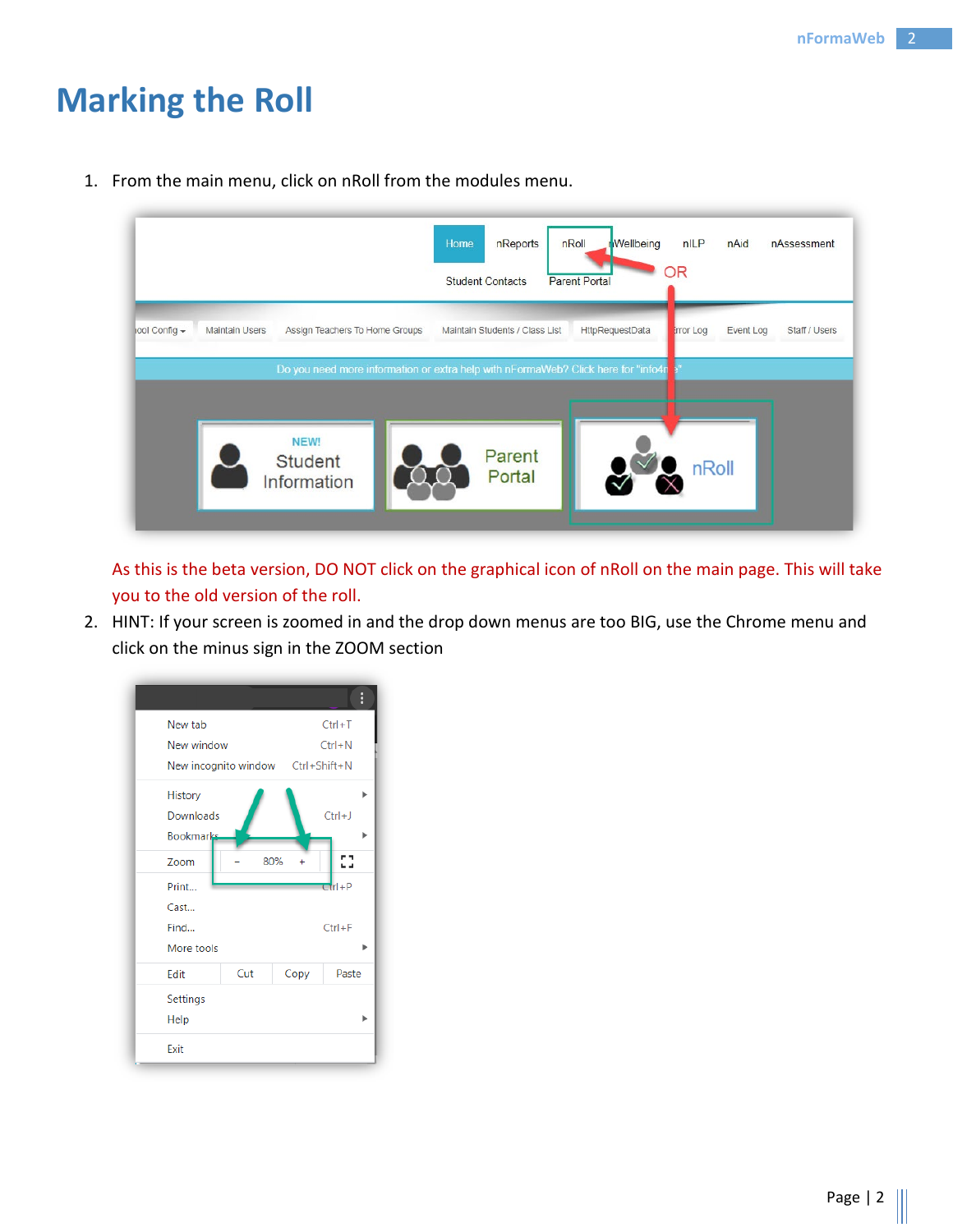# Marking the Roll

1. From the main menu, click on nRoll from the modules menu.

   As this is the beta version, DO NOT click on the graphical icon of nRoll on the main page. This will take you to the old version of the roll.

2. HINT: If your screen is zoomed in and the drop down menus are too BIG, use the Chrome menu and click on the minus sign in the ZOOM section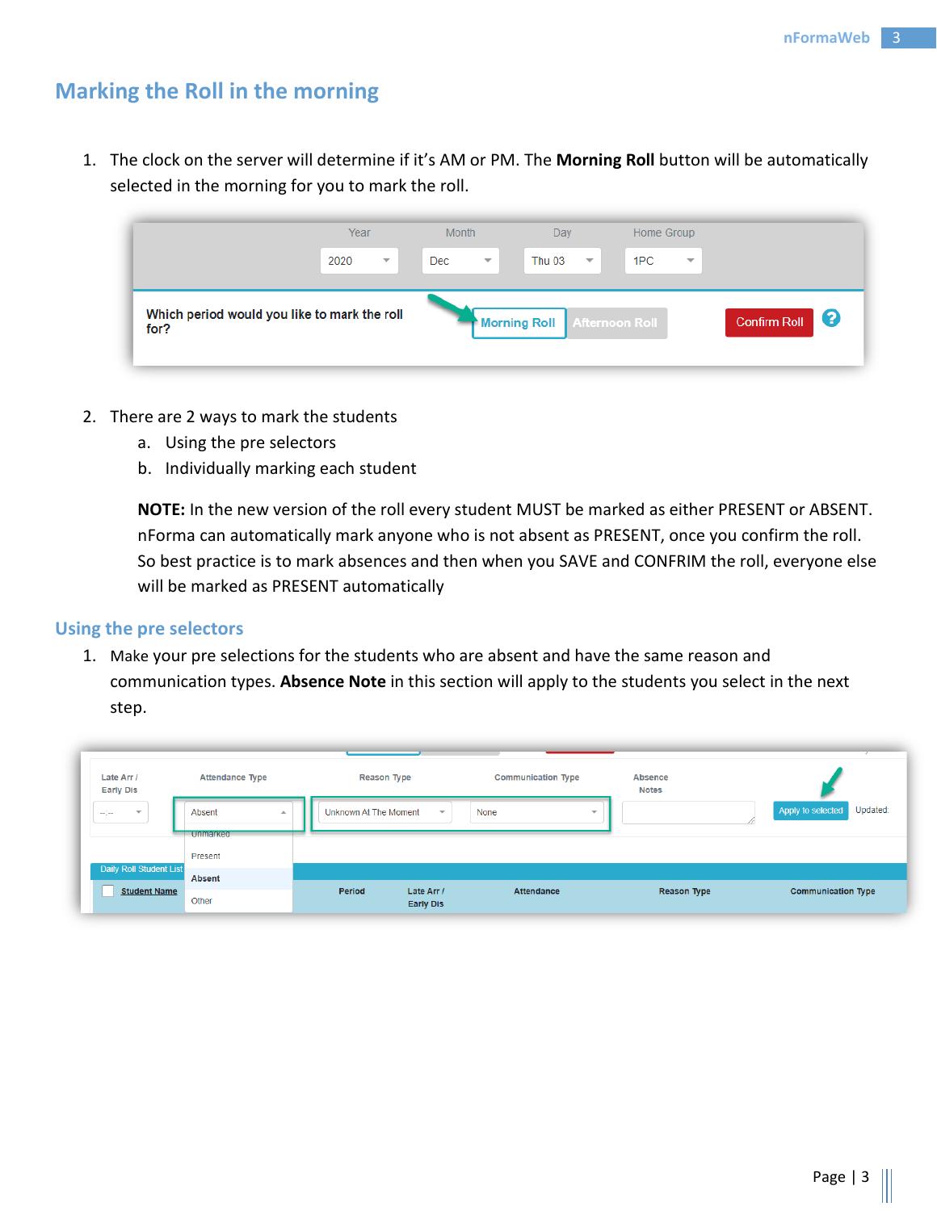## Marking the Roll in the morning

1. The clock on the server will determine if it's AM or PM. The **Morning Roll** button will be automatically selected in the morning for you to mark the roll.

2. There are 2 ways to mark the students
   a. Using the pre selectors
   b. Individually marking each student

   **NOTE:** In the new version of the roll every student MUST be marked as either PRESENT or ABSENT. nForma can automatically mark anyone who is not absent as PRESENT, once you confirm the roll. So best practice is to mark absences and then when you SAVE and CONFRIM the roll, everyone else will be marked as PRESENT automatically

### Using the pre selectors

1. Make your pre selections for the students who are absent and have the same reason and communication types. **Absence Note** in this section will apply to the students you select in the next step.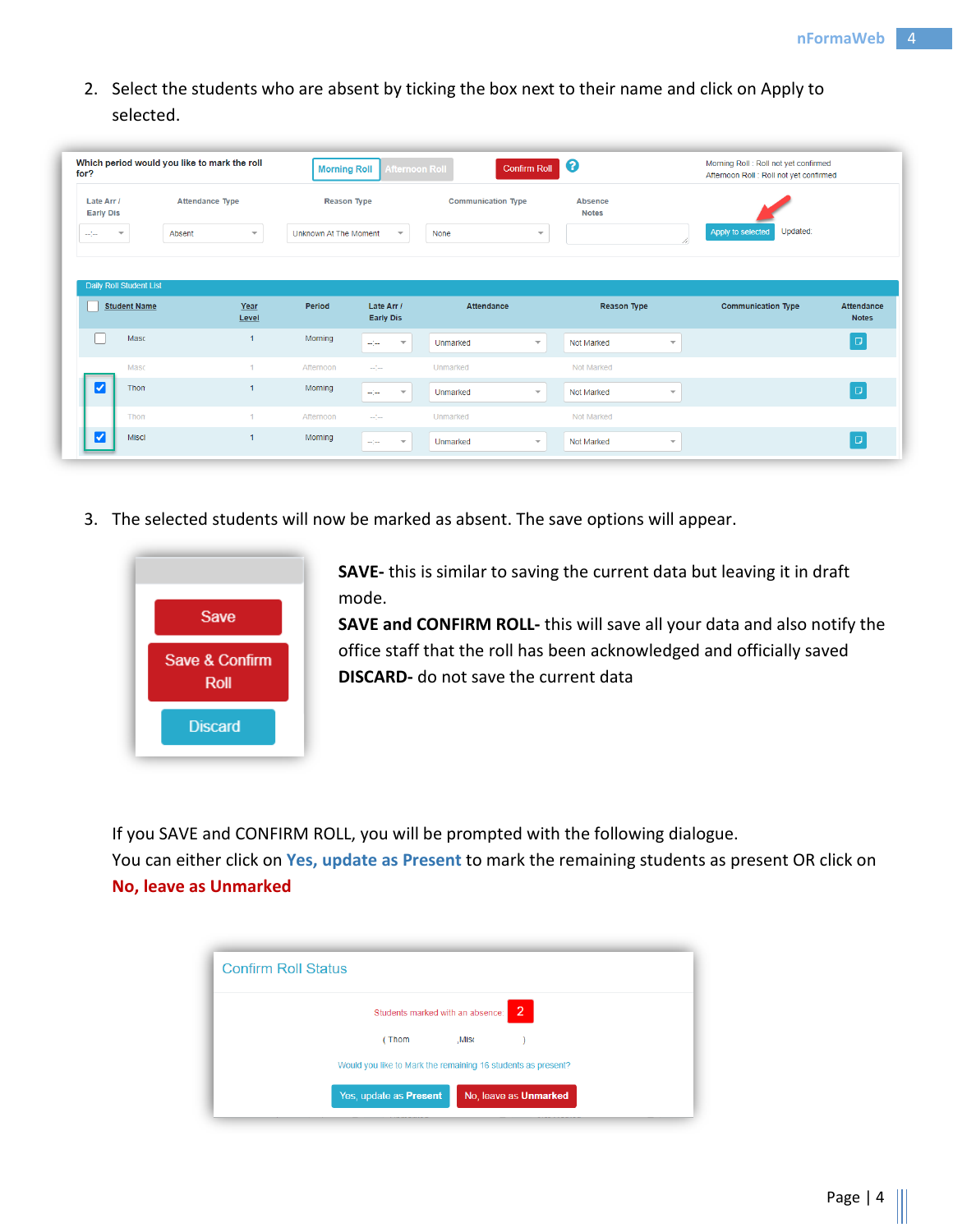2. Select the students who are absent by ticking the box next to their name and click on Apply to selected.

3. The selected students will now be marked as absent. The save options will appear.

**SAVE-** this is similar to saving the current data but leaving it in draft mode.
**SAVE and CONFIRM ROLL-** this will save all your data and also notify the office staff that the roll has been acknowledged and officially saved
**DISCARD-** do not save the current data

If you SAVE and CONFIRM ROLL, you will be prompted with the following dialogue.
You can either click on **Yes, update as Present** to mark the remaining students as present OR click on **No, leave as Unmarked**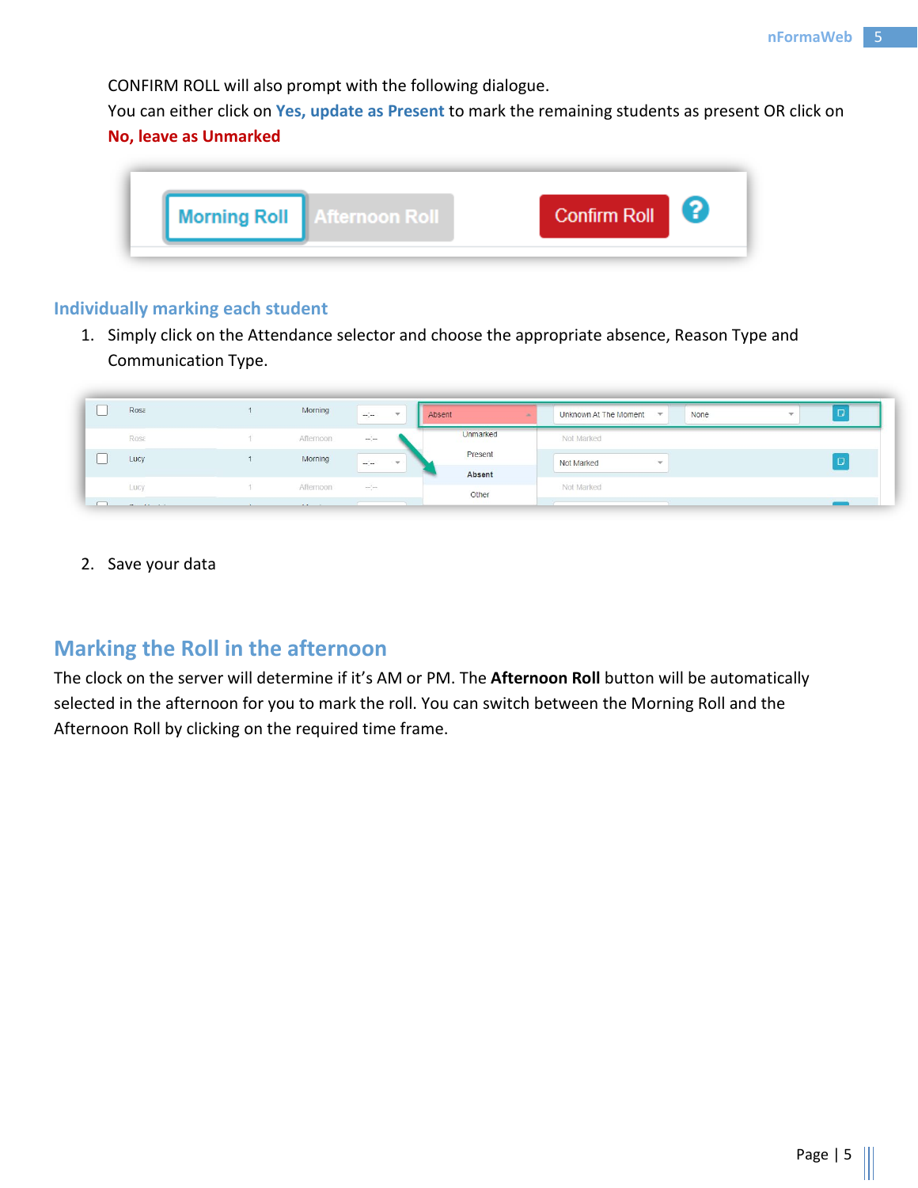CONFIRM ROLL will also prompt with the following dialogue.
You can either click on **Yes, update as Present** to mark the remaining students as present OR click on **No, leave as Unmarked**

### Individually marking each student

1. Simply click on the Attendance selector and choose the appropriate absence, Reason Type and Communication Type.

2. Save your data

## Marking the Roll in the afternoon

The clock on the server will determine if it's AM or PM. The **Afternoon Roll** button will be automatically selected in the afternoon for you to mark the roll. You can switch between the Morning Roll and the Afternoon Roll by clicking on the required time frame.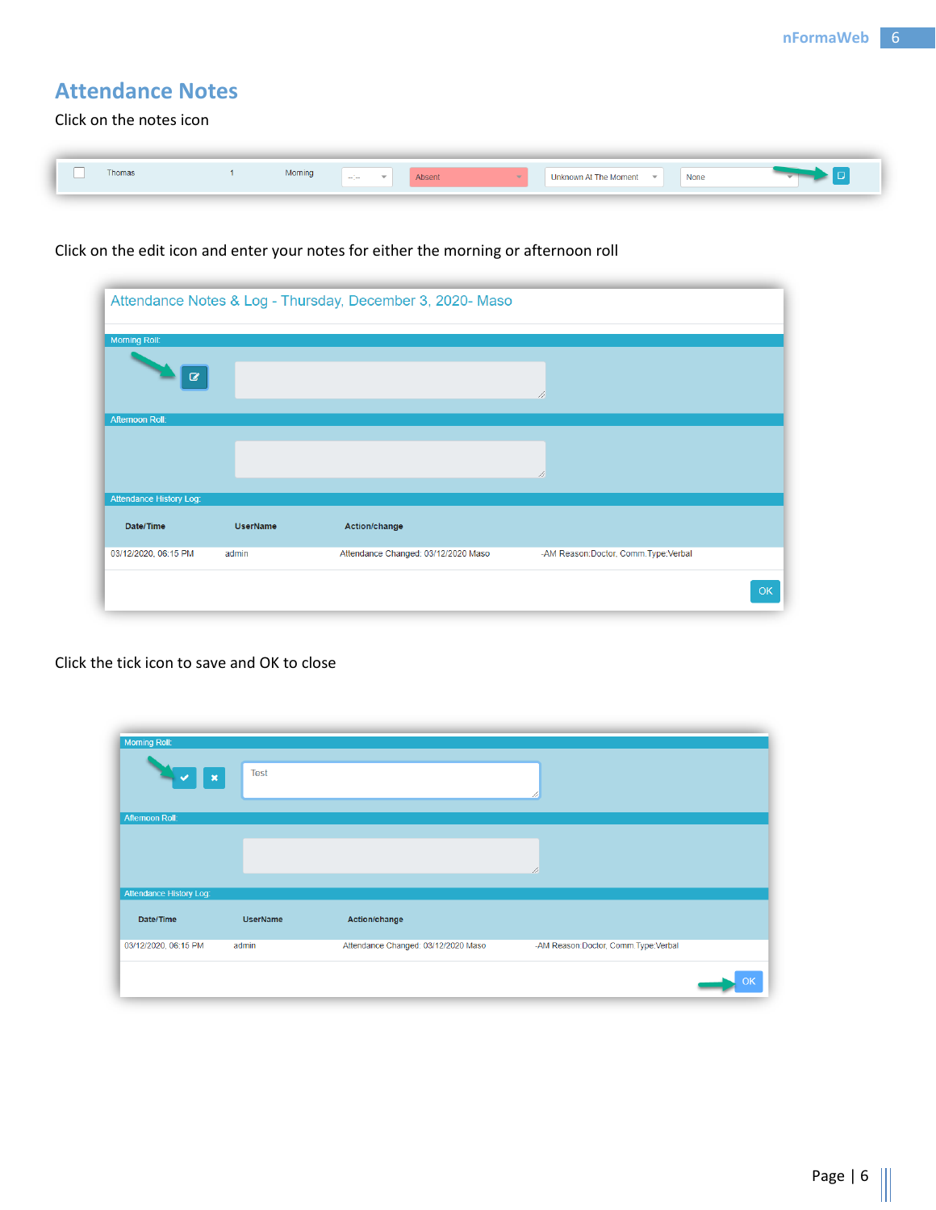## Attendance Notes

Click on the notes icon

Click on the edit icon and enter your notes for either the morning or afternoon roll

Click the tick icon to save and OK to close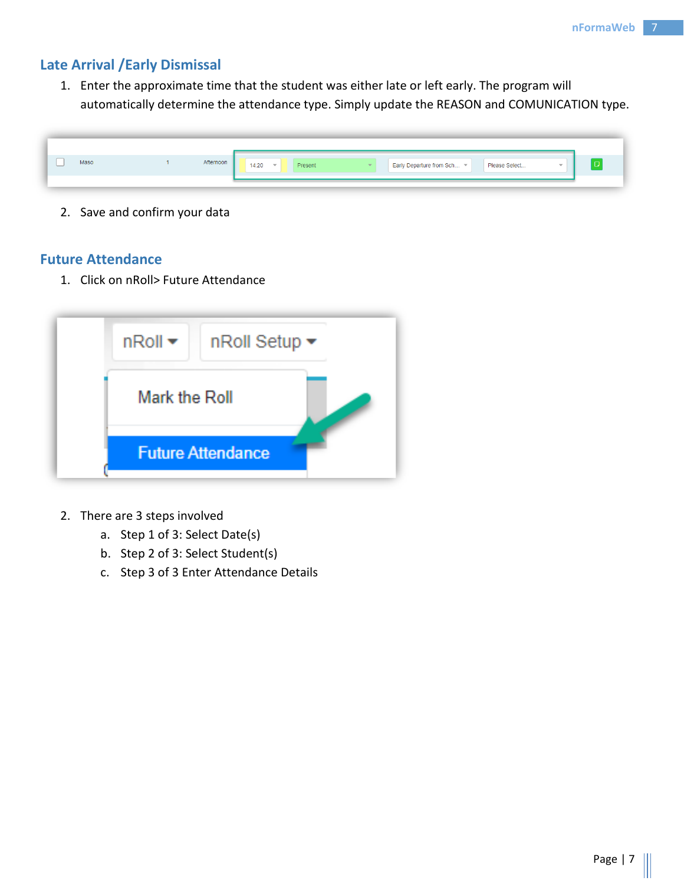## Late Arrival /Early Dismissal

1. Enter the approximate time that the student was either late or left early. The program will automatically determine the attendance type. Simply update the REASON and COMUNICATION type.

2. Save and confirm your data

## Future Attendance

1. Click on nRoll> Future Attendance

2. There are 3 steps involved
   a. Step 1 of 3: Select Date(s)
   b. Step 2 of 3: Select Student(s)
   c. Step 3 of 3 Enter Attendance Details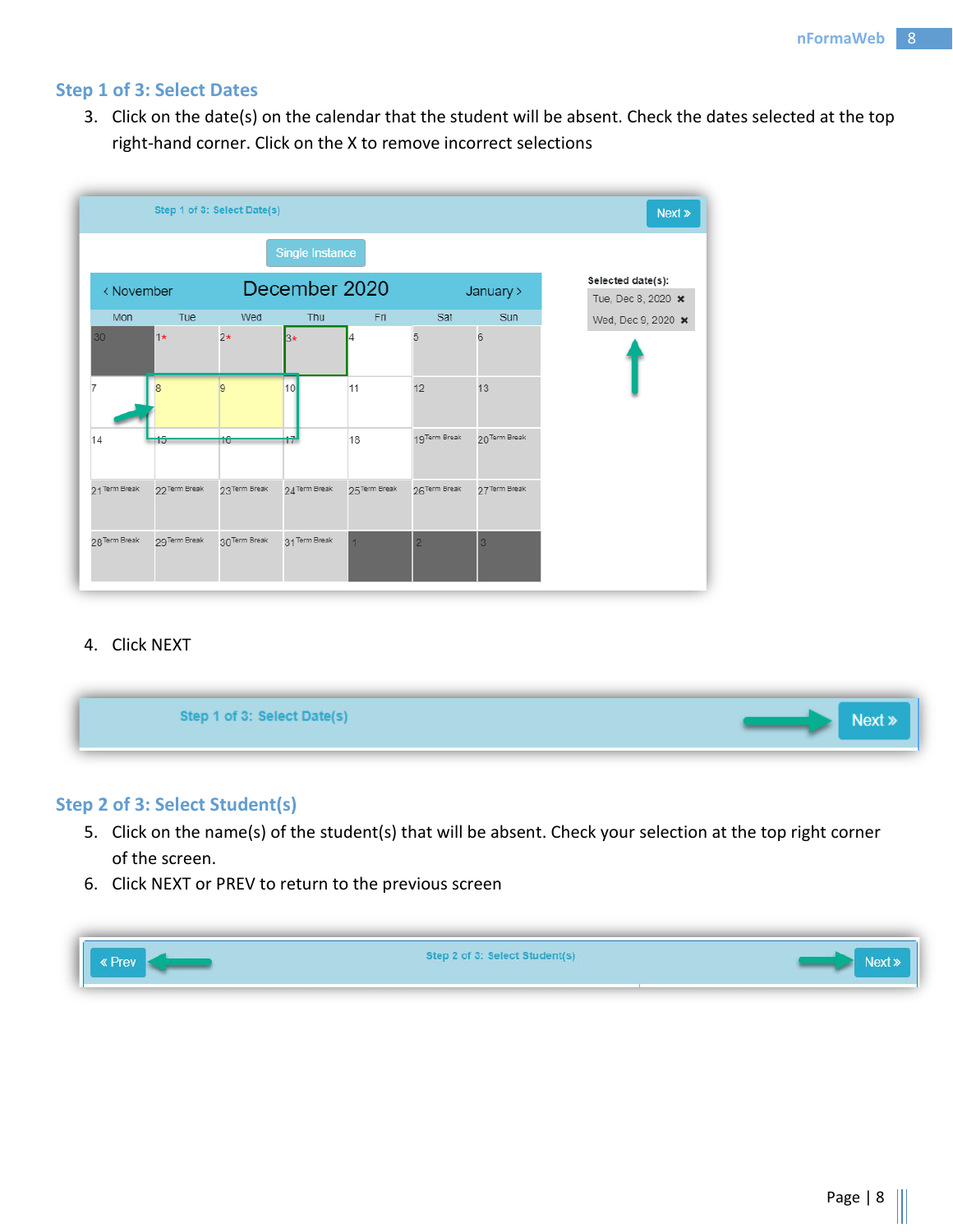## Step 1 of 3: Select Dates

3. Click on the date(s) on the calendar that the student will be absent. Check the dates selected at the top right-hand corner. Click on the X to remove incorrect selections

4. Click NEXT

## Step 2 of 3: Select Student(s)

5. Click on the name(s) of the student(s) that will be absent. Check your selection at the top right corner of the screen.
6. Click NEXT or PREV to return to the previous screen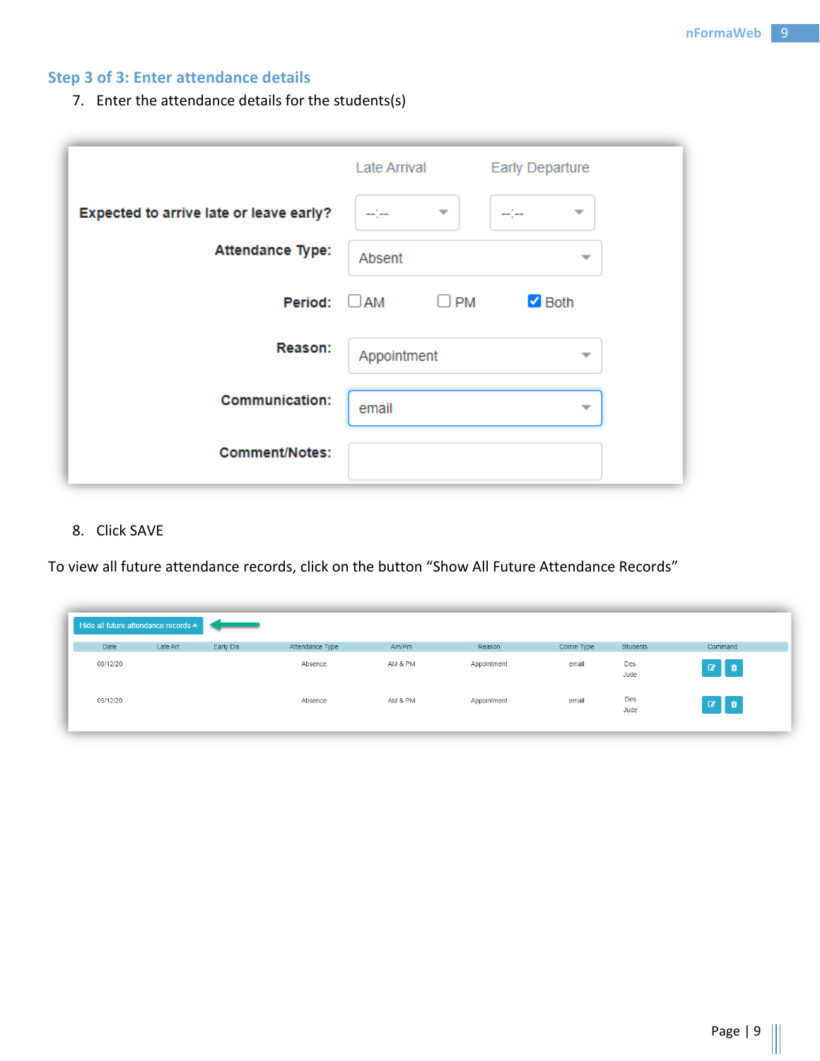### Step 3 of 3: Enter attendance details

7. Enter the attendance details for the students(s)

| | Late Arrival | Early Departure |
|---|---|---|
| **Expected to arrive late or leave early?** | --:-- | --:-- |
| **Attendance Type:** | Absent | |
| **Period:** | ☐ AM ☐ PM ☑ Both | |
| **Reason:** | Appointment | |
| **Communication:** | email | |
| **Comment/Notes:** | | |

8. Click SAVE

To view all future attendance records, click on the button "Show All Future Attendance Records"

Hide all future attendance records

| Date | Late Arr | Early Dis | Attendance Type | Am/Pm | Reason | Comm Type | Students | Command |
|---|---|---|---|---|---|---|---|---|
| 08/12/20 | | | Absence | AM & PM | Appointment | email | Des Jude | |
| 09/12/20 | | | Absence | AM & PM | Appointment | email | Des Jude | |